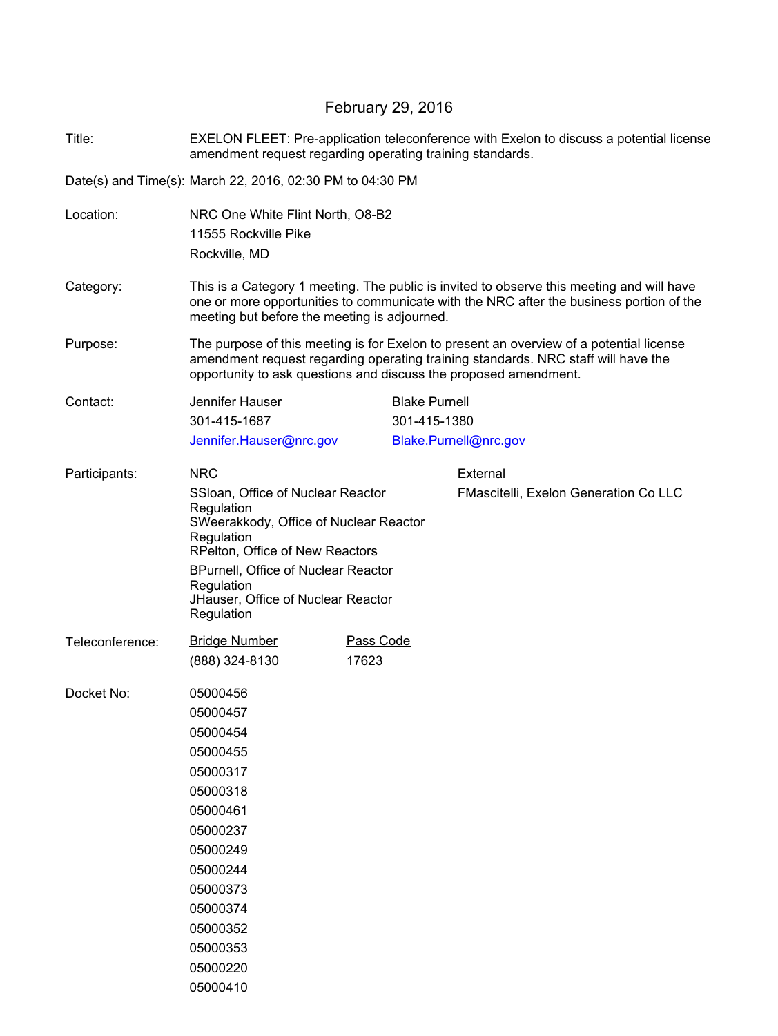February 29, 2016

**Title:** EXELON FLEET: Pre-application teleconference with Exelon to discuss a potential license amendment request regarding operating training standards.

**Date(s) and Time(s):** March 22, 2016, 02:30 PM to 04:30 PM

**Location:** NRC One White Flint North, O8-B2
11555 Rockville Pike
Rockville, MD

**Category:** This is a Category 1 meeting. The public is invited to observe this meeting and will have one or more opportunities to communicate with the NRC after the business portion of the meeting but before the meeting is adjourned.

**Purpose:** The purpose of this meeting is for Exelon to present an overview of a potential license amendment request regarding operating training standards. NRC staff will have the opportunity to ask questions and discuss the proposed amendment.

**Contact:**

| Jennifer Hauser | Blake Purnell |
|---|---|
| 301-415-1687 | 301-415-1380 |
| Jennifer.Hauser@nrc.gov | Blake.Purnell@nrc.gov |

**Participants:**

| NRC | External |
|---|---|
| SSloan, Office of Nuclear Reactor Regulation | FMascitelli, Exelon Generation Co LLC |
| SWeerakkody, Office of Nuclear Reactor Regulation | |
| RPelton, Office of New Reactors | |
| BPurnell, Office of Nuclear Reactor Regulation | |
| JHauser, Office of Nuclear Reactor Regulation | |

**Teleconference:**

| Bridge Number | Pass Code |
|---|---|
| (888) 324-8130 | 17623 |

**Docket No:**
05000456
05000457
05000454
05000455
05000317
05000318
05000461
05000237
05000249
05000244
05000373
05000374
05000352
05000353
05000220
05000410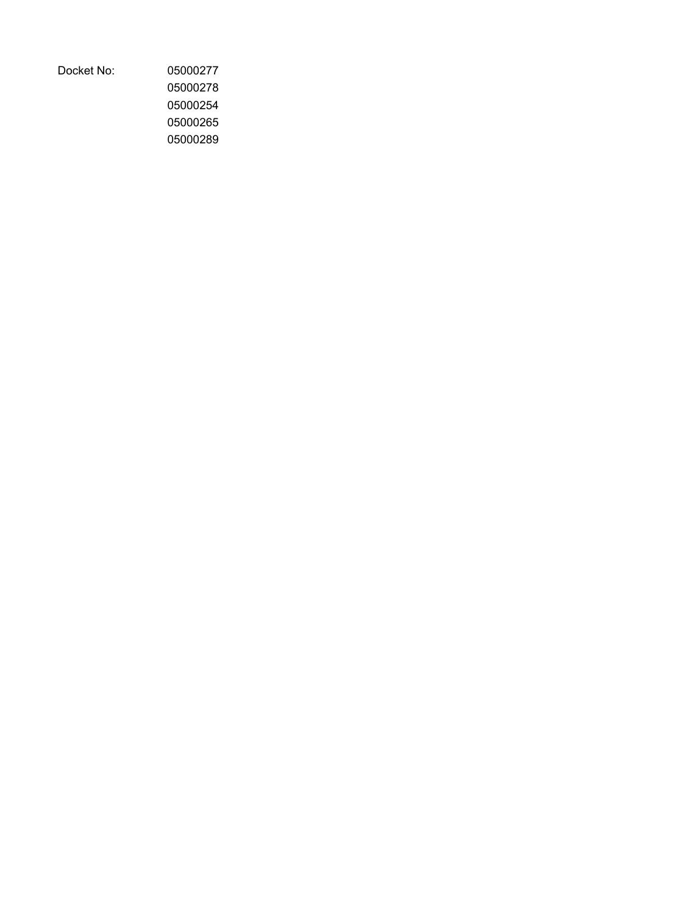Docket No: 05000277
05000278
05000254
05000265
05000289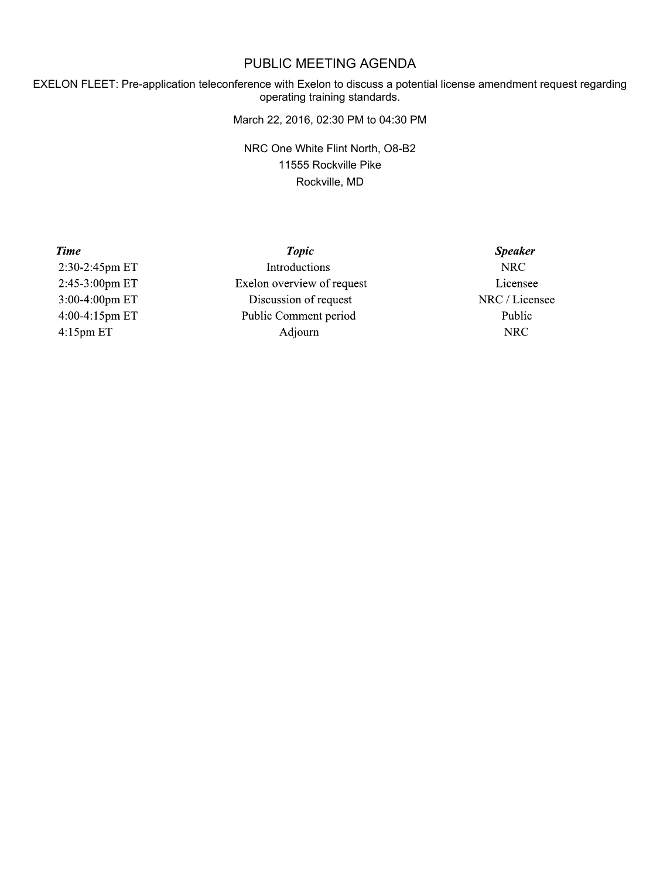# PUBLIC MEETING AGENDA

EXELON FLEET: Pre-application teleconference with Exelon to discuss a potential license amendment request regarding operating training standards.

March 22, 2016, 02:30 PM to 04:30 PM

NRC One White Flint North, O8-B2
11555 Rockville Pike
Rockville, MD

| ***Time*** | ***Topic*** | ***Speaker*** |
| --- | --- | --- |
| 2:30-2:45pm ET | Introductions | NRC |
| 2:45-3:00pm ET | Exelon overview of request | Licensee |
| 3:00-4:00pm ET | Discussion of request | NRC / Licensee |
| 4:00-4:15pm ET | Public Comment period | Public |
| 4:15pm ET | Adjourn | NRC |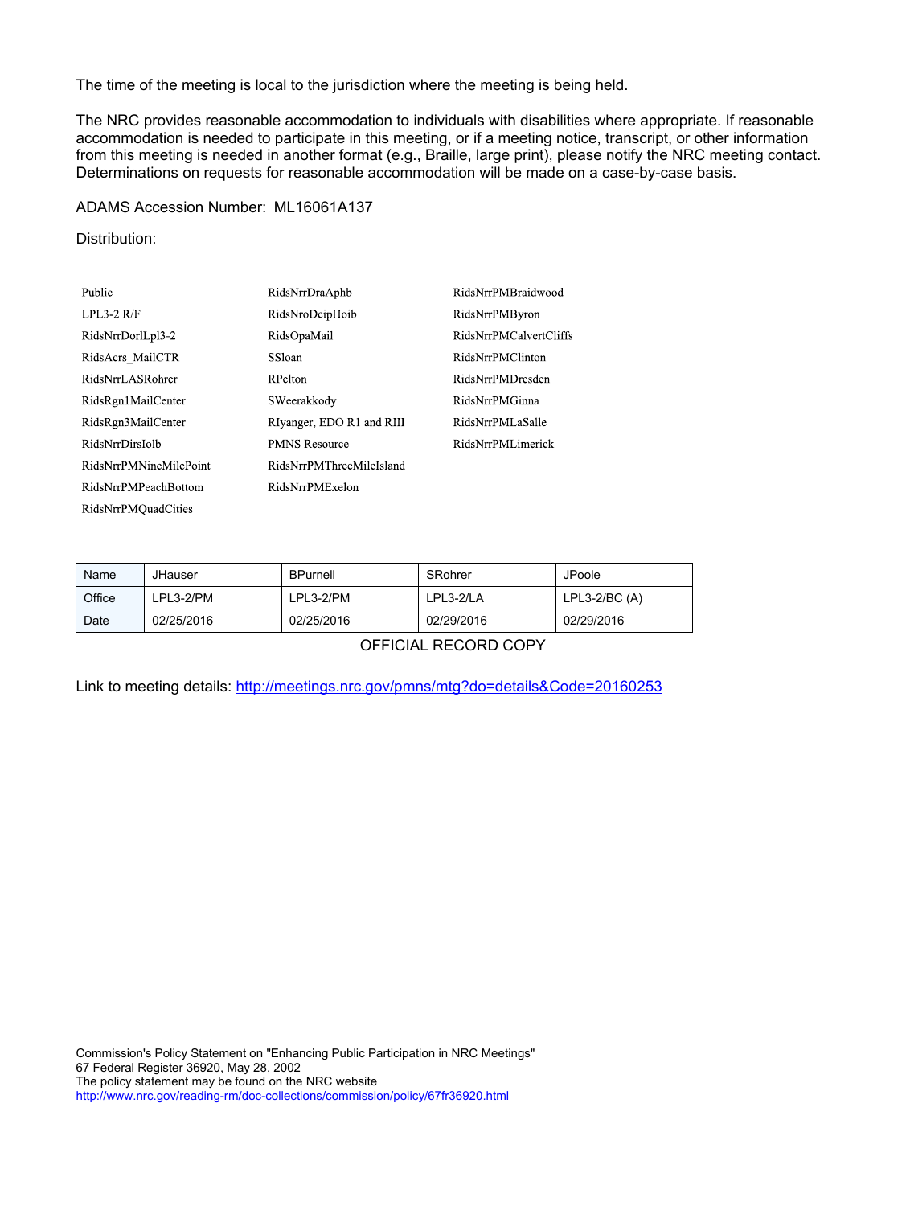The time of the meeting is local to the jurisdiction where the meeting is being held.

The NRC provides reasonable accommodation to individuals with disabilities where appropriate. If reasonable accommodation is needed to participate in this meeting, or if a meeting notice, transcript, or other information from this meeting is needed in another format (e.g., Braille, large print), please notify the NRC meeting contact. Determinations on requests for reasonable accommodation will be made on a case-by-case basis.

ADAMS Accession Number: ML16061A137

Distribution:

Public
LPL3-2 R/F
RidsNrrDorlLpl3-2
RidsAcrs_MailCTR
RidsNrrLASRohrer
RidsRgn1MailCenter
RidsRgn3MailCenter
RidsNrrDirsIolb
RidsNrrPMNineMilePoint
RidsNrrPMPeachBottom
RidsNrrPMQuadCities
RidsNrrDraAphb
RidsNroDcipHoib
RidsOpaMail
SSloan
RPelton
SWeerakkody
RIyanger, EDO R1 and RIII
PMNS Resource
RidsNrrPMThreeMileIsland
RidsNrrPMExelon
RidsNrrPMBraidwood
RidsNrrPMByron
RidsNrrPMCalvertCliffs
RidsNrrPMClinton
RidsNrrPMDresden
RidsNrrPMGinna
RidsNrrPMLaSalle
RidsNrrPMLimerick

| Name | JHauser | BPurnell | SRohrer | JPoole |
|---|---|---|---|---|
| Office | LPL3-2/PM | LPL3-2/PM | LPL3-2/LA | LPL3-2/BC (A) |
| Date | 02/25/2016 | 02/25/2016 | 02/29/2016 | 02/29/2016 |

OFFICIAL RECORD COPY

Link to meeting details: http://meetings.nrc.gov/pmns/mtg?do=details&Code=20160253

Commission's Policy Statement on "Enhancing Public Participation in NRC Meetings"
67 Federal Register 36920, May 28, 2002
The policy statement may be found on the NRC website
http://www.nrc.gov/reading-rm/doc-collections/commission/policy/67fr36920.html